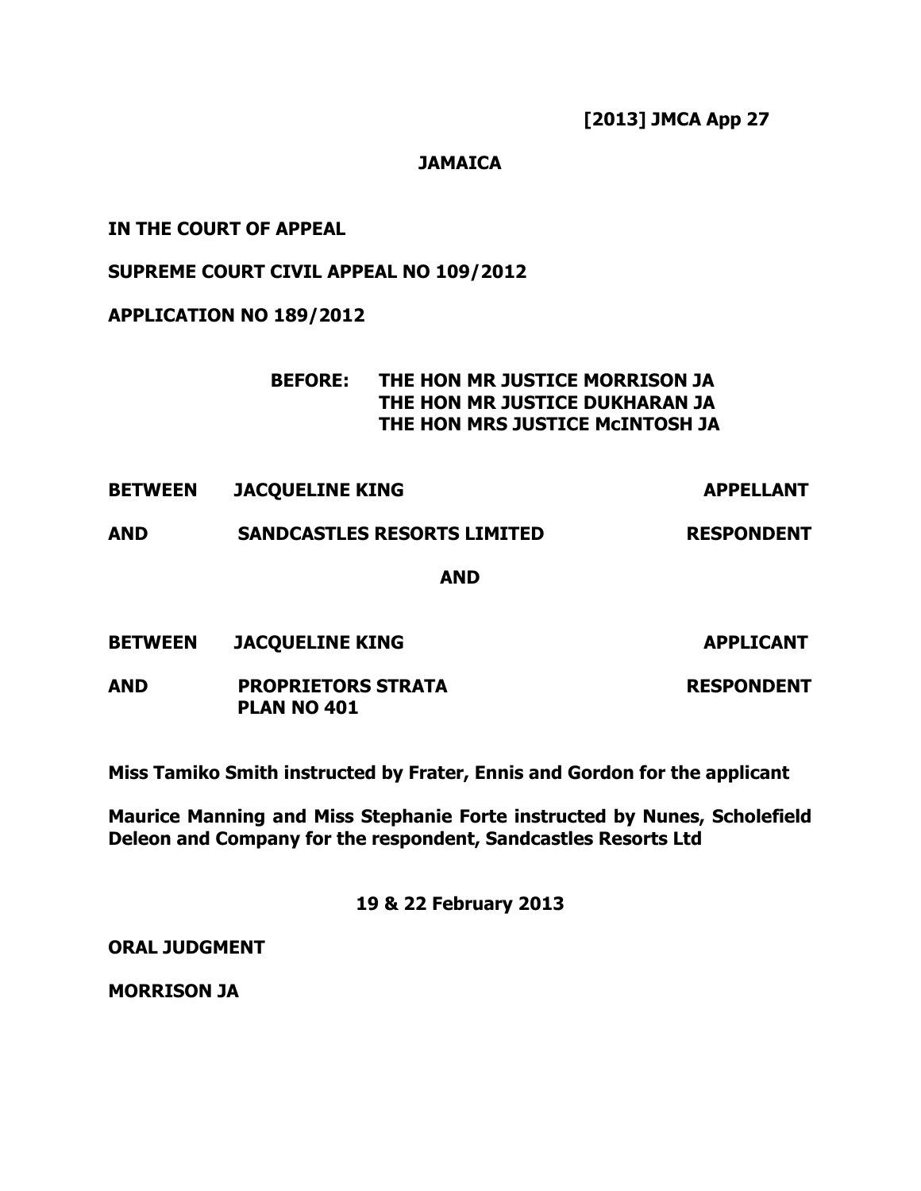**[2013] JMCA App 27**

**JAMAICA**

**IN THE COURT OF APPEAL**

**SUPREME COURT CIVIL APPEAL NO 109/2012**

**APPLICATION NO 189/2012**

**BEFORE: THE HON MR JUSTICE MORRISON JA**
**THE HON MR JUSTICE DUKHARAN JA**
**THE HON MRS JUSTICE McINTOSH JA**

| | | |
|---|---|---|
| **BETWEEN** | **JACQUELINE KING** | **APPELLANT** |
| **AND** | **SANDCASTLES RESORTS LIMITED** | **RESPONDENT** |

**AND**

| | | |
|---|---|---|
| **BETWEEN** | **JACQUELINE KING** | **APPLICANT** |
| **AND** | **PROPRIETORS STRATA PLAN NO 401** | **RESPONDENT** |

**Miss Tamiko Smith instructed by Frater, Ennis and Gordon for the applicant**

**Maurice Manning and Miss Stephanie Forte instructed by Nunes, Scholefield Deleon and Company for the respondent, Sandcastles Resorts Ltd**

**19 & 22 February 2013**

**ORAL JUDGMENT**

**MORRISON JA**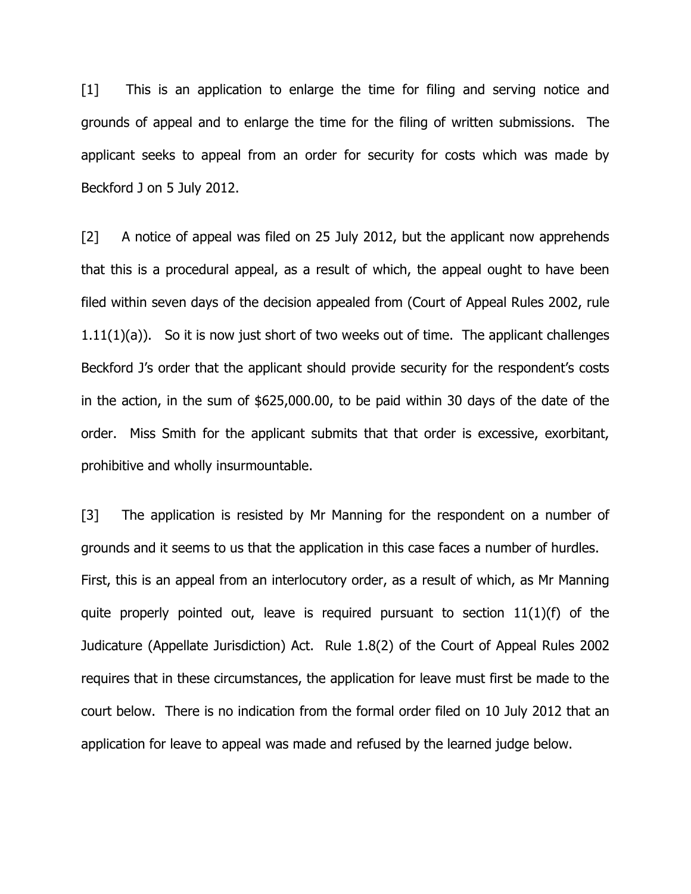[1] This is an application to enlarge the time for filing and serving notice and grounds of appeal and to enlarge the time for the filing of written submissions. The applicant seeks to appeal from an order for security for costs which was made by Beckford J on 5 July 2012.

[2] A notice of appeal was filed on 25 July 2012, but the applicant now apprehends that this is a procedural appeal, as a result of which, the appeal ought to have been filed within seven days of the decision appealed from (Court of Appeal Rules 2002, rule 1.11(1)(a)). So it is now just short of two weeks out of time. The applicant challenges Beckford J's order that the applicant should provide security for the respondent's costs in the action, in the sum of $625,000.00, to be paid within 30 days of the date of the order. Miss Smith for the applicant submits that that order is excessive, exorbitant, prohibitive and wholly insurmountable.

[3] The application is resisted by Mr Manning for the respondent on a number of grounds and it seems to us that the application in this case faces a number of hurdles. First, this is an appeal from an interlocutory order, as a result of which, as Mr Manning quite properly pointed out, leave is required pursuant to section 11(1)(f) of the Judicature (Appellate Jurisdiction) Act. Rule 1.8(2) of the Court of Appeal Rules 2002 requires that in these circumstances, the application for leave must first be made to the court below. There is no indication from the formal order filed on 10 July 2012 that an application for leave to appeal was made and refused by the learned judge below.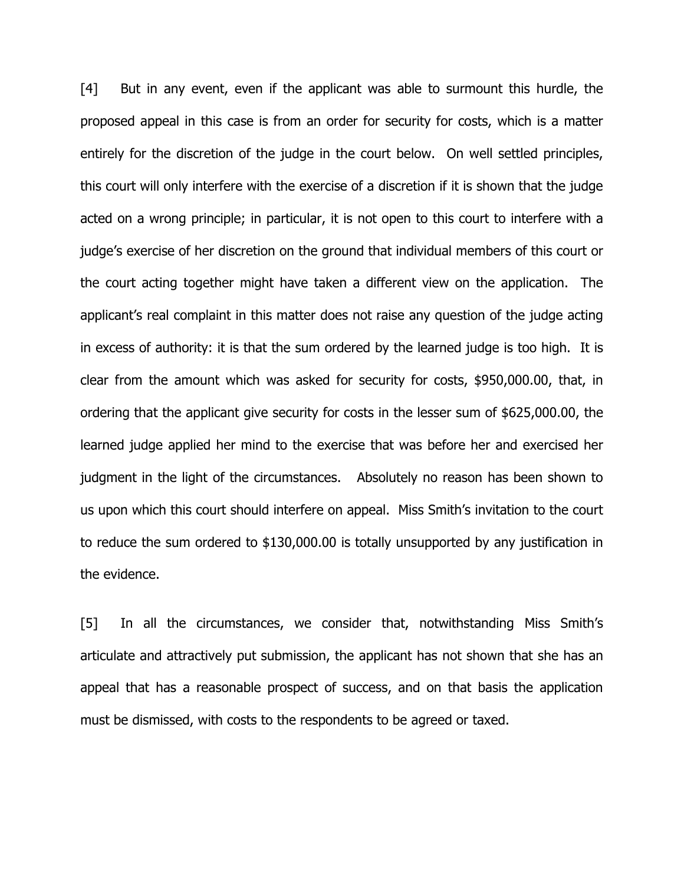[4] But in any event, even if the applicant was able to surmount this hurdle, the proposed appeal in this case is from an order for security for costs, which is a matter entirely for the discretion of the judge in the court below. On well settled principles, this court will only interfere with the exercise of a discretion if it is shown that the judge acted on a wrong principle; in particular, it is not open to this court to interfere with a judge's exercise of her discretion on the ground that individual members of this court or the court acting together might have taken a different view on the application. The applicant's real complaint in this matter does not raise any question of the judge acting in excess of authority: it is that the sum ordered by the learned judge is too high. It is clear from the amount which was asked for security for costs, $950,000.00, that, in ordering that the applicant give security for costs in the lesser sum of $625,000.00, the learned judge applied her mind to the exercise that was before her and exercised her judgment in the light of the circumstances. Absolutely no reason has been shown to us upon which this court should interfere on appeal. Miss Smith's invitation to the court to reduce the sum ordered to $130,000.00 is totally unsupported by any justification in the evidence.

[5] In all the circumstances, we consider that, notwithstanding Miss Smith's articulate and attractively put submission, the applicant has not shown that she has an appeal that has a reasonable prospect of success, and on that basis the application must be dismissed, with costs to the respondents to be agreed or taxed.